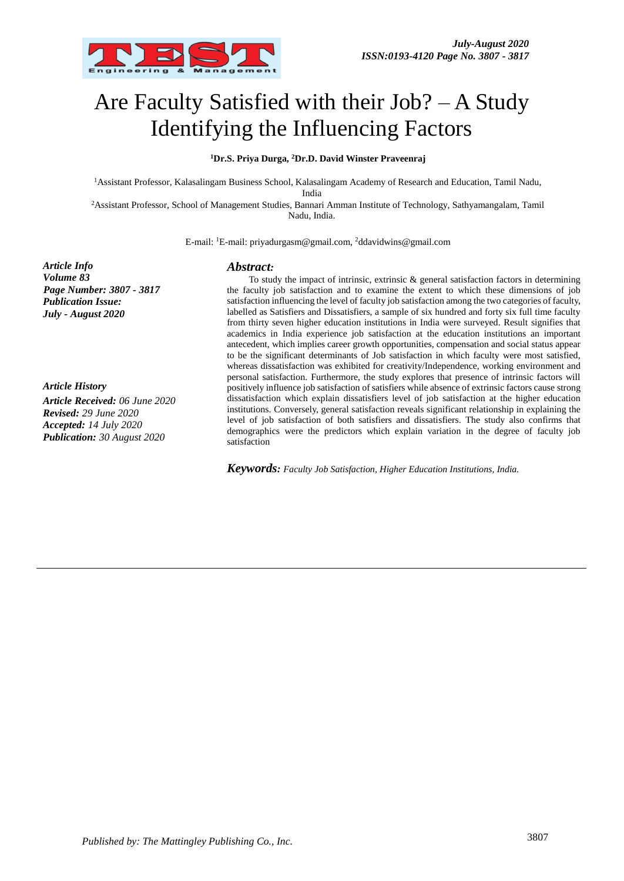# Are Faculty Satisfied with their Job? – A Study Identifying the Influencing Factors

**[1]Dr.S. Priya Durga, [2]Dr.D. David Winster Praveenraj**

[1]Assistant Professor, Kalasalingam Business School, Kalasalingam Academy of Research and Education, Tamil Nadu, India

[2]Assistant Professor, School of Management Studies, Bannari Amman Institute of Technology, Sathyamangalam, Tamil Nadu, India.

E-mail: [1]E-mail: priyadurgasm@gmail.com, [2]ddavidwins@gmail.com

***Article Info***
***Volume 83***
***Page Number: 3807 - 3817***
***Publication Issue:***
***July - August 2020***

***Article History***
***Article Received:*** *06 June 2020*
***Revised:*** *29 June 2020*
***Accepted:*** *14 July 2020*
***Publication:*** *30 August 2020*

### *Abstract:*

To study the impact of intrinsic, extrinsic & general satisfaction factors in determining the faculty job satisfaction and to examine the extent to which these dimensions of job satisfaction influencing the level of faculty job satisfaction among the two categories of faculty, labelled as Satisfiers and Dissatisfiers, a sample of six hundred and forty six full time faculty from thirty seven higher education institutions in India were surveyed. Result signifies that academics in India experience job satisfaction at the education institutions an important antecedent, which implies career growth opportunities, compensation and social status appear to be the significant determinants of Job satisfaction in which faculty were most satisfied, whereas dissatisfaction was exhibited for creativity/Independence, working environment and personal satisfaction. Furthermore, the study explores that presence of intrinsic factors will positively influence job satisfaction of satisfiers while absence of extrinsic factors cause strong dissatisfaction which explain dissatisfiers level of job satisfaction at the higher education institutions. Conversely, general satisfaction reveals significant relationship in explaining the level of job satisfaction of both satisfiers and dissatisfiers. The study also confirms that demographics were the predictors which explain variation in the degree of faculty job satisfaction

***Keywords:*** *Faculty Job Satisfaction, Higher Education Institutions, India.*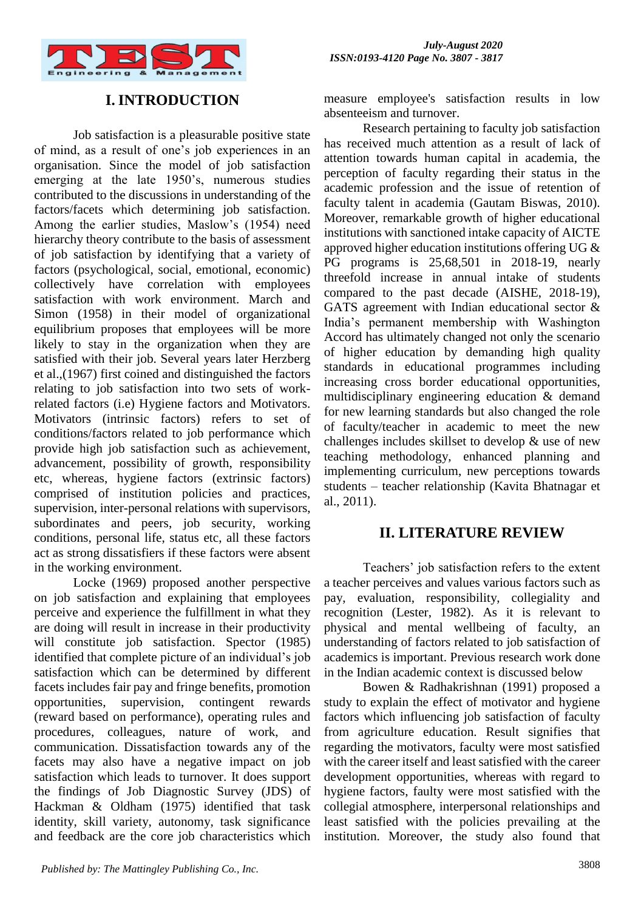## I. INTRODUCTION

Job satisfaction is a pleasurable positive state of mind, as a result of one's job experiences in an organisation. Since the model of job satisfaction emerging at the late 1950's, numerous studies contributed to the discussions in understanding of the factors/facets which determining job satisfaction. Among the earlier studies, Maslow's (1954) need hierarchy theory contribute to the basis of assessment of job satisfaction by identifying that a variety of factors (psychological, social, emotional, economic) collectively have correlation with employees satisfaction with work environment. March and Simon (1958) in their model of organizational equilibrium proposes that employees will be more likely to stay in the organization when they are satisfied with their job. Several years later Herzberg et al.,(1967) first coined and distinguished the factors relating to job satisfaction into two sets of work-related factors (i.e) Hygiene factors and Motivators. Motivators (intrinsic factors) refers to set of conditions/factors related to job performance which provide high job satisfaction such as achievement, advancement, possibility of growth, responsibility etc, whereas, hygiene factors (extrinsic factors) comprised of institution policies and practices, supervision, inter-personal relations with supervisors, subordinates and peers, job security, working conditions, personal life, status etc, all these factors act as strong dissatisfiers if these factors were absent in the working environment.

Locke (1969) proposed another perspective on job satisfaction and explaining that employees perceive and experience the fulfillment in what they are doing will result in increase in their productivity will constitute job satisfaction. Spector (1985) identified that complete picture of an individual's job satisfaction which can be determined by different facets includes fair pay and fringe benefits, promotion opportunities, supervision, contingent rewards (reward based on performance), operating rules and procedures, colleagues, nature of work, and communication. Dissatisfaction towards any of the facets may also have a negative impact on job satisfaction which leads to turnover. It does support the findings of Job Diagnostic Survey (JDS) of Hackman & Oldham (1975) identified that task identity, skill variety, autonomy, task significance and feedback are the core job characteristics which measure employee's satisfaction results in low absenteeism and turnover.

Research pertaining to faculty job satisfaction has received much attention as a result of lack of attention towards human capital in academia, the perception of faculty regarding their status in the academic profession and the issue of retention of faculty talent in academia (Gautam Biswas, 2010). Moreover, remarkable growth of higher educational institutions with sanctioned intake capacity of AICTE approved higher education institutions offering UG & PG programs is 25,68,501 in 2018-19, nearly threefold increase in annual intake of students compared to the past decade (AISHE, 2018-19), GATS agreement with Indian educational sector & India's permanent membership with Washington Accord has ultimately changed not only the scenario of higher education by demanding high quality standards in educational programmes including increasing cross border educational opportunities, multidisciplinary engineering education & demand for new learning standards but also changed the role of faculty/teacher in academic to meet the new challenges includes skillset to develop & use of new teaching methodology, enhanced planning and implementing curriculum, new perceptions towards students – teacher relationship (Kavita Bhatnagar et al., 2011).

## II. LITERATURE REVIEW

Teachers' job satisfaction refers to the extent a teacher perceives and values various factors such as pay, evaluation, responsibility, collegiality and recognition (Lester, 1982). As it is relevant to physical and mental wellbeing of faculty, an understanding of factors related to job satisfaction of academics is important. Previous research work done in the Indian academic context is discussed below

Bowen & Radhakrishnan (1991) proposed a study to explain the effect of motivator and hygiene factors which influencing job satisfaction of faculty from agriculture education. Result signifies that regarding the motivators, faculty were most satisfied with the career itself and least satisfied with the career development opportunities, whereas with regard to hygiene factors, faulty were most satisfied with the collegial atmosphere, interpersonal relationships and least satisfied with the policies prevailing at the institution. Moreover, the study also found that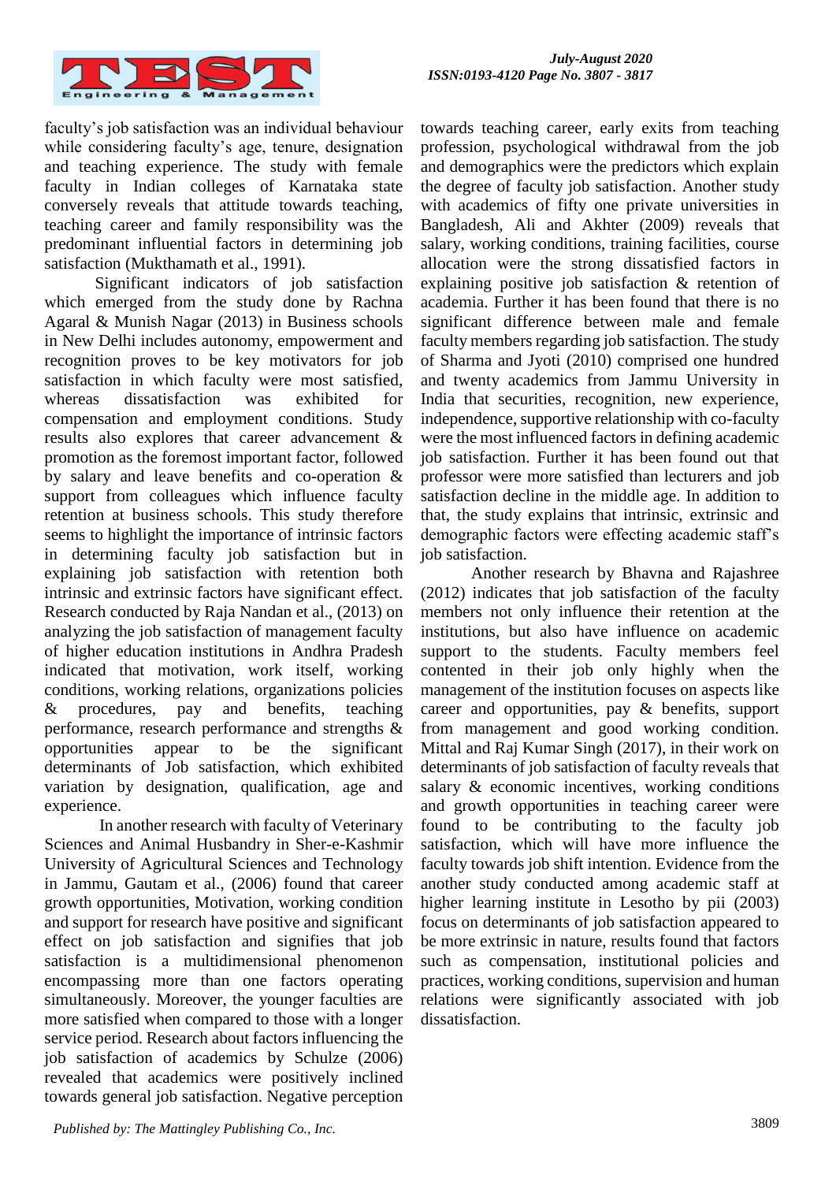faculty's job satisfaction was an individual behaviour while considering faculty's age, tenure, designation and teaching experience. The study with female faculty in Indian colleges of Karnataka state conversely reveals that attitude towards teaching, teaching career and family responsibility was the predominant influential factors in determining job satisfaction (Mukthamath et al., 1991).

Significant indicators of job satisfaction which emerged from the study done by Rachna Agaral & Munish Nagar (2013) in Business schools in New Delhi includes autonomy, empowerment and recognition proves to be key motivators for job satisfaction in which faculty were most satisfied, whereas dissatisfaction was exhibited for compensation and employment conditions. Study results also explores that career advancement & promotion as the foremost important factor, followed by salary and leave benefits and co-operation & support from colleagues which influence faculty retention at business schools. This study therefore seems to highlight the importance of intrinsic factors in determining faculty job satisfaction but in explaining job satisfaction with retention both intrinsic and extrinsic factors have significant effect. Research conducted by Raja Nandan et al., (2013) on analyzing the job satisfaction of management faculty of higher education institutions in Andhra Pradesh indicated that motivation, work itself, working conditions, working relations, organizations policies & procedures, pay and benefits, teaching performance, research performance and strengths & opportunities appear to be the significant determinants of Job satisfaction, which exhibited variation by designation, qualification, age and experience.

In another research with faculty of Veterinary Sciences and Animal Husbandry in Sher-e-Kashmir University of Agricultural Sciences and Technology in Jammu, Gautam et al., (2006) found that career growth opportunities, Motivation, working condition and support for research have positive and significant effect on job satisfaction and signifies that job satisfaction is a multidimensional phenomenon encompassing more than one factors operating simultaneously. Moreover, the younger faculties are more satisfied when compared to those with a longer service period. Research about factors influencing the job satisfaction of academics by Schulze (2006) revealed that academics were positively inclined towards general job satisfaction. Negative perception towards teaching career, early exits from teaching profession, psychological withdrawal from the job and demographics were the predictors which explain the degree of faculty job satisfaction. Another study with academics of fifty one private universities in Bangladesh, Ali and Akhter (2009) reveals that salary, working conditions, training facilities, course allocation were the strong dissatisfied factors in explaining positive job satisfaction & retention of academia. Further it has been found that there is no significant difference between male and female faculty members regarding job satisfaction. The study of Sharma and Jyoti (2010) comprised one hundred and twenty academics from Jammu University in India that securities, recognition, new experience, independence, supportive relationship with co-faculty were the most influenced factors in defining academic job satisfaction. Further it has been found out that professor were more satisfied than lecturers and job satisfaction decline in the middle age. In addition to that, the study explains that intrinsic, extrinsic and demographic factors were effecting academic staff's job satisfaction.

Another research by Bhavna and Rajashree (2012) indicates that job satisfaction of the faculty members not only influence their retention at the institutions, but also have influence on academic support to the students. Faculty members feel contented in their job only highly when the management of the institution focuses on aspects like career and opportunities, pay & benefits, support from management and good working condition. Mittal and Raj Kumar Singh (2017), in their work on determinants of job satisfaction of faculty reveals that salary & economic incentives, working conditions and growth opportunities in teaching career were found to be contributing to the faculty job satisfaction, which will have more influence the faculty towards job shift intention. Evidence from the another study conducted among academic staff at higher learning institute in Lesotho by pii (2003) focus on determinants of job satisfaction appeared to be more extrinsic in nature, results found that factors such as compensation, institutional policies and practices, working conditions, supervision and human relations were significantly associated with job dissatisfaction.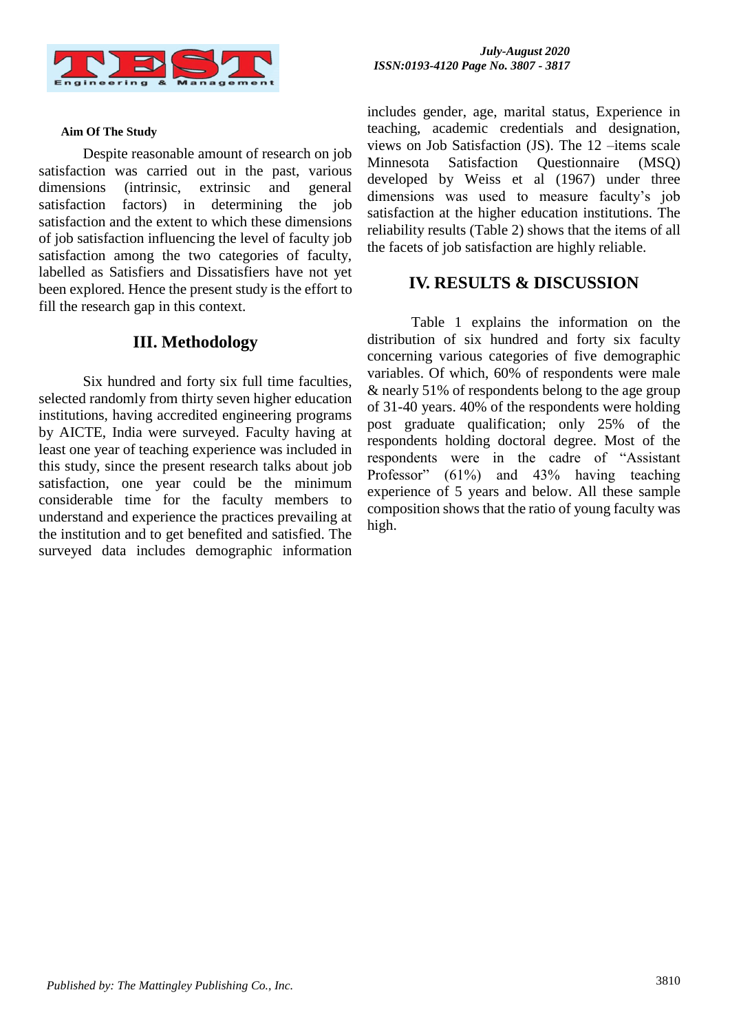### Aim Of The Study

Despite reasonable amount of research on job satisfaction was carried out in the past, various dimensions (intrinsic, extrinsic and general satisfaction factors) in determining the job satisfaction and the extent to which these dimensions of job satisfaction influencing the level of faculty job satisfaction among the two categories of faculty, labelled as Satisfiers and Dissatisfiers have not yet been explored. Hence the present study is the effort to fill the research gap in this context.

## III. Methodology

Six hundred and forty six full time faculties, selected randomly from thirty seven higher education institutions, having accredited engineering programs by AICTE, India were surveyed. Faculty having at least one year of teaching experience was included in this study, since the present research talks about job satisfaction, one year could be the minimum considerable time for the faculty members to understand and experience the practices prevailing at the institution and to get benefited and satisfied. The surveyed data includes demographic information includes gender, age, marital status, Experience in teaching, academic credentials and designation, views on Job Satisfaction (JS). The 12 –items scale Minnesota Satisfaction Questionnaire (MSQ) developed by Weiss et al (1967) under three dimensions was used to measure faculty's job satisfaction at the higher education institutions. The reliability results (Table 2) shows that the items of all the facets of job satisfaction are highly reliable.

## IV. RESULTS & DISCUSSION

Table 1 explains the information on the distribution of six hundred and forty six faculty concerning various categories of five demographic variables. Of which, 60% of respondents were male & nearly 51% of respondents belong to the age group of 31-40 years. 40% of the respondents were holding post graduate qualification; only 25% of the respondents holding doctoral degree. Most of the respondents were in the cadre of "Assistant Professor" (61%) and 43% having teaching experience of 5 years and below. All these sample composition shows that the ratio of young faculty was high.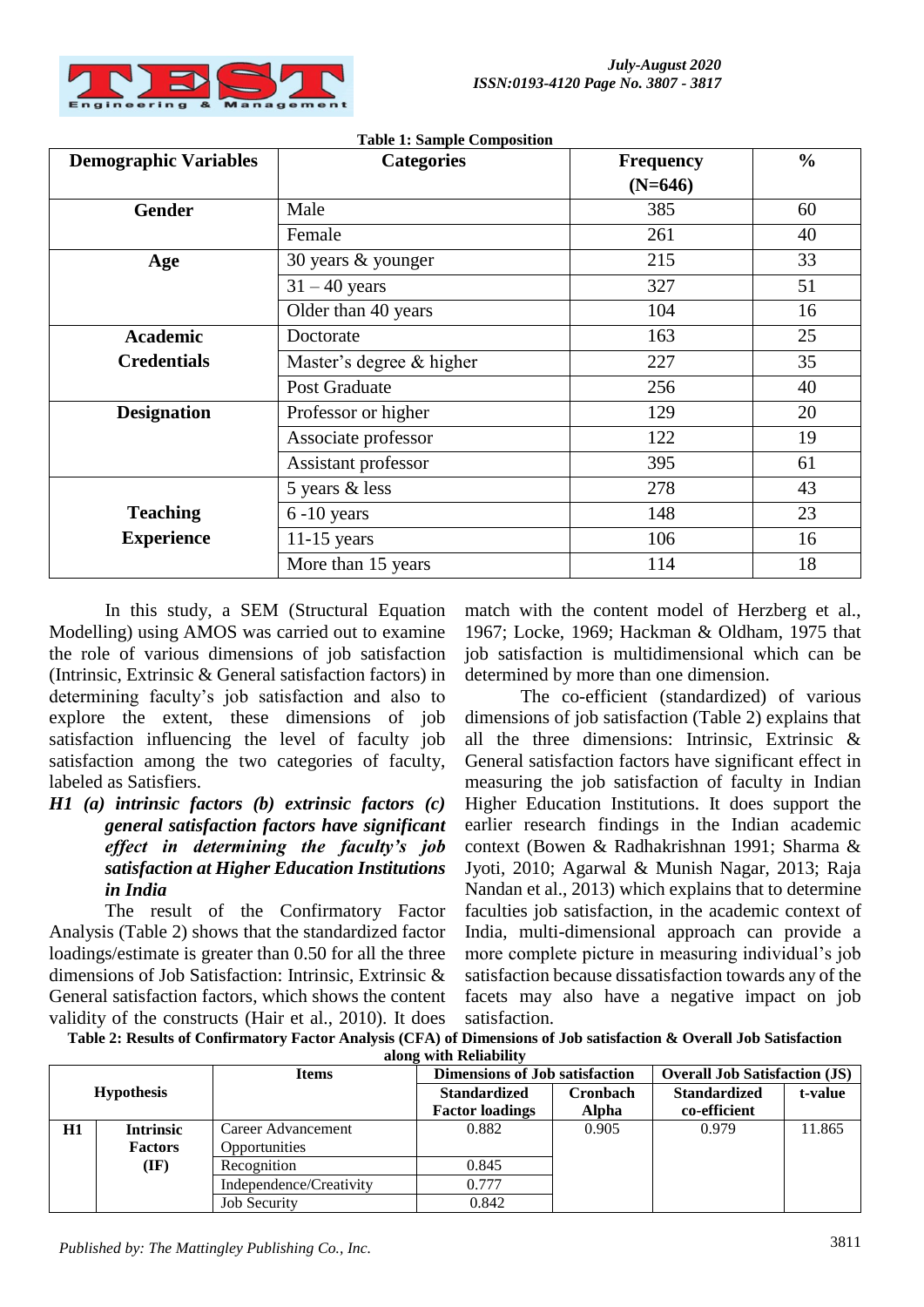**Table 1: Sample Composition**

| Demographic Variables | Categories | Frequency (N=646) | % |
|---|---|---|---|
| **Gender** | Male | 385 | 60 |
| | Female | 261 | 40 |
| **Age** | 30 years & younger | 215 | 33 |
| | 31 – 40 years | 327 | 51 |
| | Older than 40 years | 104 | 16 |
| **Academic Credentials** | Doctorate | 163 | 25 |
| | Master's degree & higher | 227 | 35 |
| | Post Graduate | 256 | 40 |
| **Designation** | Professor or higher | 129 | 20 |
| | Associate professor | 122 | 19 |
| | Assistant professor | 395 | 61 |
| **Teaching Experience** | 5 years & less | 278 | 43 |
| | 6 -10 years | 148 | 23 |
| | 11-15 years | 106 | 16 |
| | More than 15 years | 114 | 18 |

In this study, a SEM (Structural Equation Modelling) using AMOS was carried out to examine the role of various dimensions of job satisfaction (Intrinsic, Extrinsic & General satisfaction factors) in determining faculty's job satisfaction and also to explore the extent, these dimensions of job satisfaction influencing the level of faculty job satisfaction among the two categories of faculty, labeled as Satisfiers.

***H1 (a) intrinsic factors (b) extrinsic factors (c) general satisfaction factors have significant effect in determining the faculty's job satisfaction at Higher Education Institutions in India***

The result of the Confirmatory Factor Analysis (Table 2) shows that the standardized factor loadings/estimate is greater than 0.50 for all the three dimensions of Job Satisfaction: Intrinsic, Extrinsic & General satisfaction factors, which shows the content validity of the constructs (Hair et al., 2010). It does match with the content model of Herzberg et al., 1967; Locke, 1969; Hackman & Oldham, 1975 that job satisfaction is multidimensional which can be determined by more than one dimension.

The co-efficient (standardized) of various dimensions of job satisfaction (Table 2) explains that all the three dimensions: Intrinsic, Extrinsic & General satisfaction factors have significant effect in measuring the job satisfaction of faculty in Indian Higher Education Institutions. It does support the earlier research findings in the Indian academic context (Bowen & Radhakrishnan 1991; Sharma & Jyoti, 2010; Agarwal & Munish Nagar, 2013; Raja Nandan et al., 2013) which explains that to determine faculties job satisfaction, in the academic context of India, multi-dimensional approach can provide a more complete picture in measuring individual's job satisfaction because dissatisfaction towards any of the facets may also have a negative impact on job satisfaction.

**Table 2: Results of Confirmatory Factor Analysis (CFA) of Dimensions of Job satisfaction & Overall Job Satisfaction along with Reliability**

| Hypothesis | | Items | Dimensions of Job satisfaction | | Overall Job Satisfaction (JS) | |
|---|---|---|---|---|---|---|
| | | | Standardized Factor loadings | Cronbach Alpha | Standardized co-efficient | t-value |
| **H1** | **Intrinsic Factors (IF)** | Career Advancement Opportunities | 0.882 | 0.905 | 0.979 | 11.865 |
| | | Recognition | 0.845 | | | |
| | | Independence/Creativity | 0.777 | | | |
| | | Job Security | 0.842 | | | |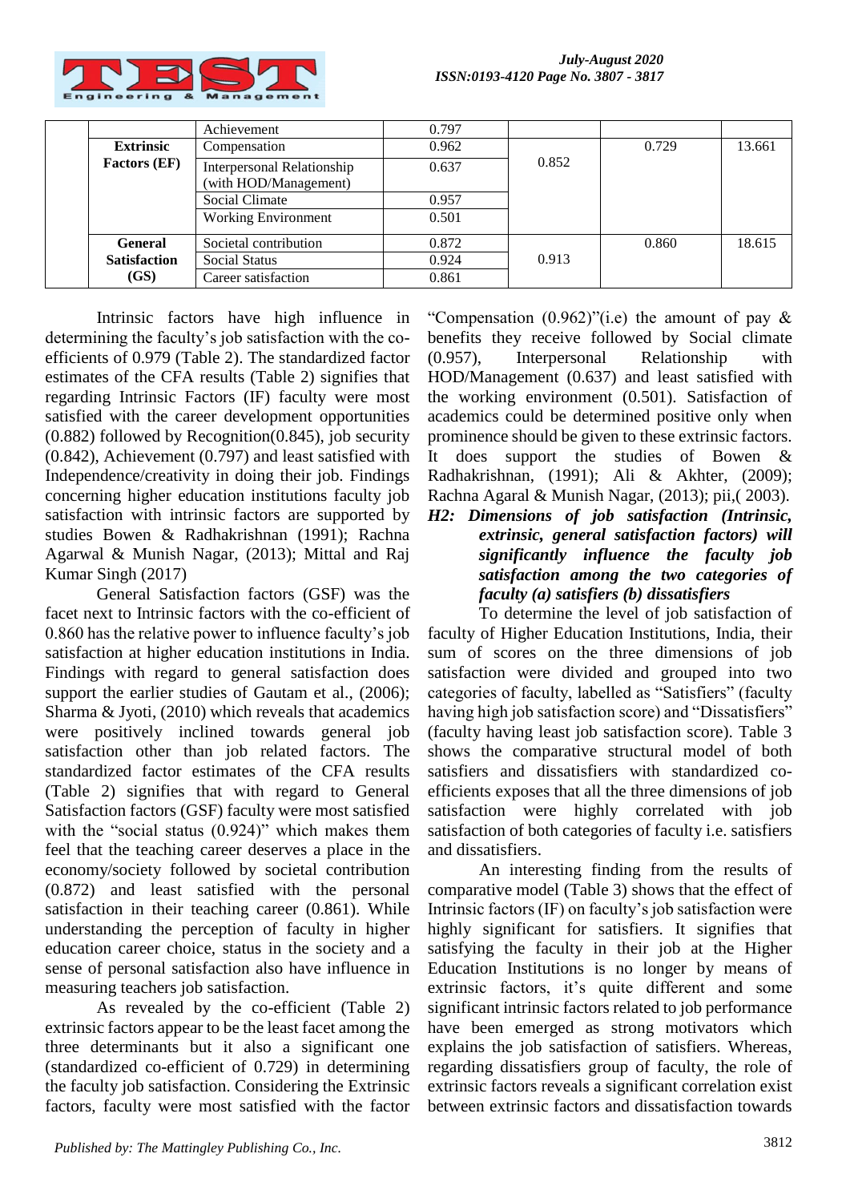| | | Achievement | 0.797 | | | |
|---|---|---|---|---|---|---|
| | **Extrinsic Factors (EF)** | Compensation | 0.962 | 0.852 | 0.729 | 13.661 |
| | | Interpersonal Relationship (with HOD/Management) | 0.637 | | | |
| | | Social Climate | 0.957 | | | |
| | | Working Environment | 0.501 | | | |
| | **General Satisfaction (GS)** | Societal contribution | 0.872 | 0.913 | 0.860 | 18.615 |
| | | Social Status | 0.924 | | | |
| | | Career satisfaction | 0.861 | | | |

Intrinsic factors have high influence in determining the faculty's job satisfaction with the co-efficients of 0.979 (Table 2). The standardized factor estimates of the CFA results (Table 2) signifies that regarding Intrinsic Factors (IF) faculty were most satisfied with the career development opportunities (0.882) followed by Recognition(0.845), job security (0.842), Achievement (0.797) and least satisfied with Independence/creativity in doing their job. Findings concerning higher education institutions faculty job satisfaction with intrinsic factors are supported by studies Bowen & Radhakrishnan (1991); Rachna Agarwal & Munish Nagar, (2013); Mittal and Raj Kumar Singh (2017)

General Satisfaction factors (GSF) was the facet next to Intrinsic factors with the co-efficient of 0.860 has the relative power to influence faculty's job satisfaction at higher education institutions in India. Findings with regard to general satisfaction does support the earlier studies of Gautam et al., (2006); Sharma & Jyoti, (2010) which reveals that academics were positively inclined towards general job satisfaction other than job related factors. The standardized factor estimates of the CFA results (Table 2) signifies that with regard to General Satisfaction factors (GSF) faculty were most satisfied with the "social status (0.924)" which makes them feel that the teaching career deserves a place in the economy/society followed by societal contribution (0.872) and least satisfied with the personal satisfaction in their teaching career (0.861). While understanding the perception of faculty in higher education career choice, status in the society and a sense of personal satisfaction also have influence in measuring teachers job satisfaction.

As revealed by the co-efficient (Table 2) extrinsic factors appear to be the least facet among the three determinants but it also a significant one (standardized co-efficient of 0.729) in determining the faculty job satisfaction. Considering the Extrinsic factors, faculty were most satisfied with the factor "Compensation (0.962)"(i.e) the amount of pay & benefits they receive followed by Social climate (0.957), Interpersonal Relationship with HOD/Management (0.637) and least satisfied with the working environment (0.501). Satisfaction of academics could be determined positive only when prominence should be given to these extrinsic factors. It does support the studies of Bowen & Radhakrishnan, (1991); Ali & Akhter, (2009); Rachna Agaral & Munish Nagar, (2013); pii,( 2003).

***H2: Dimensions of job satisfaction (Intrinsic, extrinsic, general satisfaction factors) will significantly influence the faculty job satisfaction among the two categories of faculty (a) satisfiers (b) dissatisfiers***

To determine the level of job satisfaction of faculty of Higher Education Institutions, India, their sum of scores on the three dimensions of job satisfaction were divided and grouped into two categories of faculty, labelled as "Satisfiers" (faculty having high job satisfaction score) and "Dissatisfiers" (faculty having least job satisfaction score). Table 3 shows the comparative structural model of both satisfiers and dissatisfiers with standardized co-efficients exposes that all the three dimensions of job satisfaction were highly correlated with job satisfaction of both categories of faculty i.e. satisfiers and dissatisfiers.

An interesting finding from the results of comparative model (Table 3) shows that the effect of Intrinsic factors (IF) on faculty's job satisfaction were highly significant for satisfiers. It signifies that satisfying the faculty in their job at the Higher Education Institutions is no longer by means of extrinsic factors, it's quite different and some significant intrinsic factors related to job performance have been emerged as strong motivators which explains the job satisfaction of satisfiers. Whereas, regarding dissatisfiers group of faculty, the role of extrinsic factors reveals a significant correlation exist between extrinsic factors and dissatisfaction towards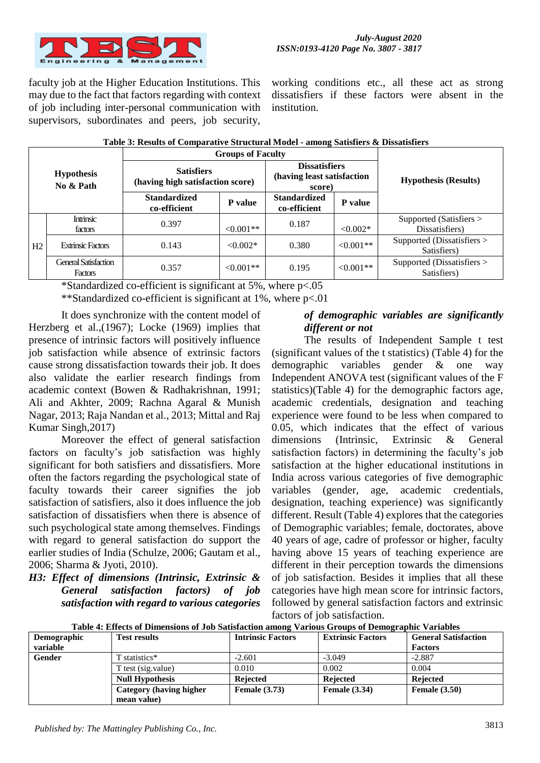faculty job at the Higher Education Institutions. This may due to the fact that factors regarding with context of job including inter-personal communication with supervisors, subordinates and peers, job security, working conditions etc., all these act as strong dissatisfiers if these factors were absent in the institution.

**Table 3: Results of Comparative Structural Model - among Satisfiers & Dissatisfiers**

| Hypothesis No & Path | | Groups of Faculty | | | | Hypothesis (Results) |
|---|---|---|---|---|---|---|
| | | Satisfiers (having high satisfaction score) | | Dissatisfiers (having least satisfaction score) | | |
| | | Standardized co-efficient | P value | Standardized co-efficient | P value | |
| H2 | Intrinsic factors | 0.397 | <0.001** | 0.187 | <0.002* | Supported (Satisfiers > Dissatisfiers) |
| | Extrinsic Factors | 0.143 | <0.002* | 0.380 | <0.001** | Supported (Dissatisfiers > Satisfiers) |
| | General Satisfaction Factors | 0.357 | <0.001** | 0.195 | <0.001** | Supported (Dissatisfiers > Satisfiers) |

*Standardized co-efficient is significant at 5%, where $p<.05$

**Standardized co-efficient is significant at 1%, where $p<.01$

It does synchronize with the content model of Herzberg et al.,(1967); Locke (1969) implies that presence of intrinsic factors will positively influence job satisfaction while absence of extrinsic factors cause strong dissatisfaction towards their job. It does also validate the earlier research findings from academic context (Bowen & Radhakrishnan, 1991; Ali and Akhter, 2009; Rachna Agaral & Munish Nagar, 2013; Raja Nandan et al., 2013; Mittal and Raj Kumar Singh,2017)

Moreover the effect of general satisfaction factors on faculty's job satisfaction was highly significant for both satisfiers and dissatisfiers. More often the factors regarding the psychological state of faculty towards their career signifies the job satisfaction of satisfiers, also it does influence the job satisfaction of dissatisfiers when there is absence of such psychological state among themselves. Findings with regard to general satisfaction do support the earlier studies of India (Schulze, 2006; Gautam et al., 2006; Sharma & Jyoti, 2010).

***H3: Effect of dimensions (Intrinsic, Extrinsic & General satisfaction factors) of job satisfaction with regard to various categories of demographic variables are significantly different or not***

The results of Independent Sample t test (significant values of the t statistics) (Table 4) for the demographic variables gender & one way Independent ANOVA test (significant values of the F statistics)(Table 4) for the demographic factors age, academic credentials, designation and teaching experience were found to be less when compared to 0.05, which indicates that the effect of various dimensions (Intrinsic, Extrinsic & General satisfaction factors) in determining the faculty's job satisfaction at the higher educational institutions in India across various categories of five demographic variables (gender, age, academic credentials, designation, teaching experience) was significantly different. Result (Table 4) explores that the categories of Demographic variables; female, doctorates, above 40 years of age, cadre of professor or higher, faculty having above 15 years of teaching experience are different in their perception towards the dimensions of job satisfaction. Besides it implies that all these categories have high mean score for intrinsic factors, followed by general satisfaction factors and extrinsic factors of job satisfaction.

**Table 4: Effects of Dimensions of Job Satisfaction among Various Groups of Demographic Variables**

| Demographic variable | Test results | Intrinsic Factors | Extrinsic Factors | General Satisfaction Factors |
|---|---|---|---|---|
| **Gender** | T statistics* | -2.601 | -3.049 | -2.887 |
| | T test (sig.value) | 0.010 | 0.002 | 0.004 |
| | **Null Hypothesis** | **Rejected** | **Rejected** | **Rejected** |
| | **Category (having higher mean value)** | **Female (3.73)** | **Female (3.34)** | **Female (3.50)** |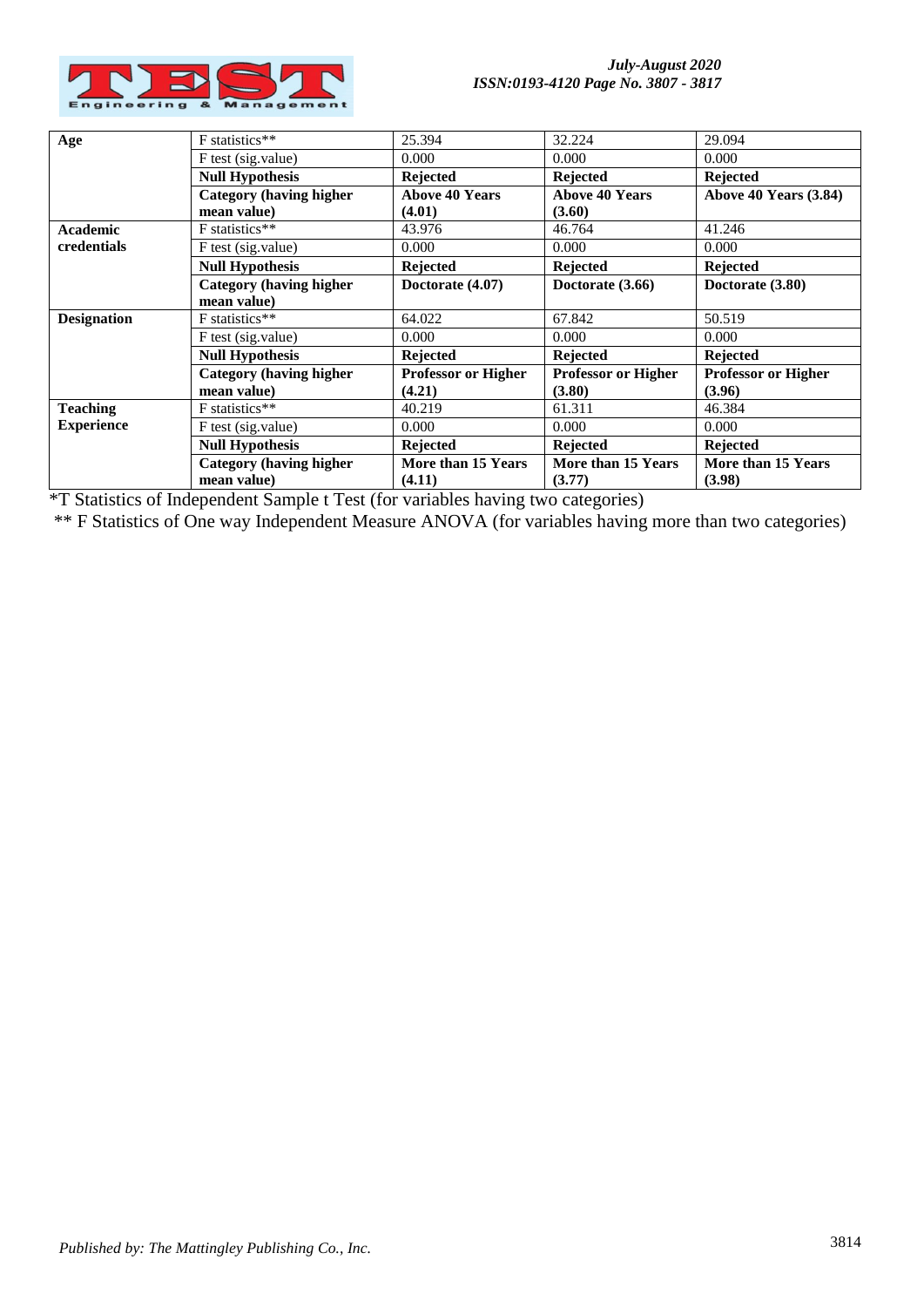| | | | | |
|---|---|---|---|---|
| **Age** | F statistics** | 25.394 | 32.224 | 29.094 |
| | F test (sig.value) | 0.000 | 0.000 | 0.000 |
| | **Null Hypothesis** | **Rejected** | **Rejected** | **Rejected** |
| | **Category (having higher mean value)** | **Above 40 Years (4.01)** | **Above 40 Years (3.60)** | **Above 40 Years (3.84)** |
| **Academic credentials** | F statistics** | 43.976 | 46.764 | 41.246 |
| | F test (sig.value) | 0.000 | 0.000 | 0.000 |
| | **Null Hypothesis** | **Rejected** | **Rejected** | **Rejected** |
| | **Category (having higher mean value)** | **Doctorate (4.07)** | **Doctorate (3.66)** | **Doctorate (3.80)** |
| **Designation** | F statistics** | 64.022 | 67.842 | 50.519 |
| | F test (sig.value) | 0.000 | 0.000 | 0.000 |
| | **Null Hypothesis** | **Rejected** | **Rejected** | **Rejected** |
| | **Category (having higher mean value)** | **Professor or Higher (4.21)** | **Professor or Higher (3.80)** | **Professor or Higher (3.96)** |
| **Teaching Experience** | F statistics** | 40.219 | 61.311 | 46.384 |
| | F test (sig.value) | 0.000 | 0.000 | 0.000 |
| | **Null Hypothesis** | **Rejected** | **Rejected** | **Rejected** |
| | **Category (having higher mean value)** | **More than 15 Years (4.11)** | **More than 15 Years (3.77)** | **More than 15 Years (3.98)** |

*T Statistics of Independent Sample t Test (for variables having two categories)

** F Statistics of One way Independent Measure ANOVA (for variables having more than two categories)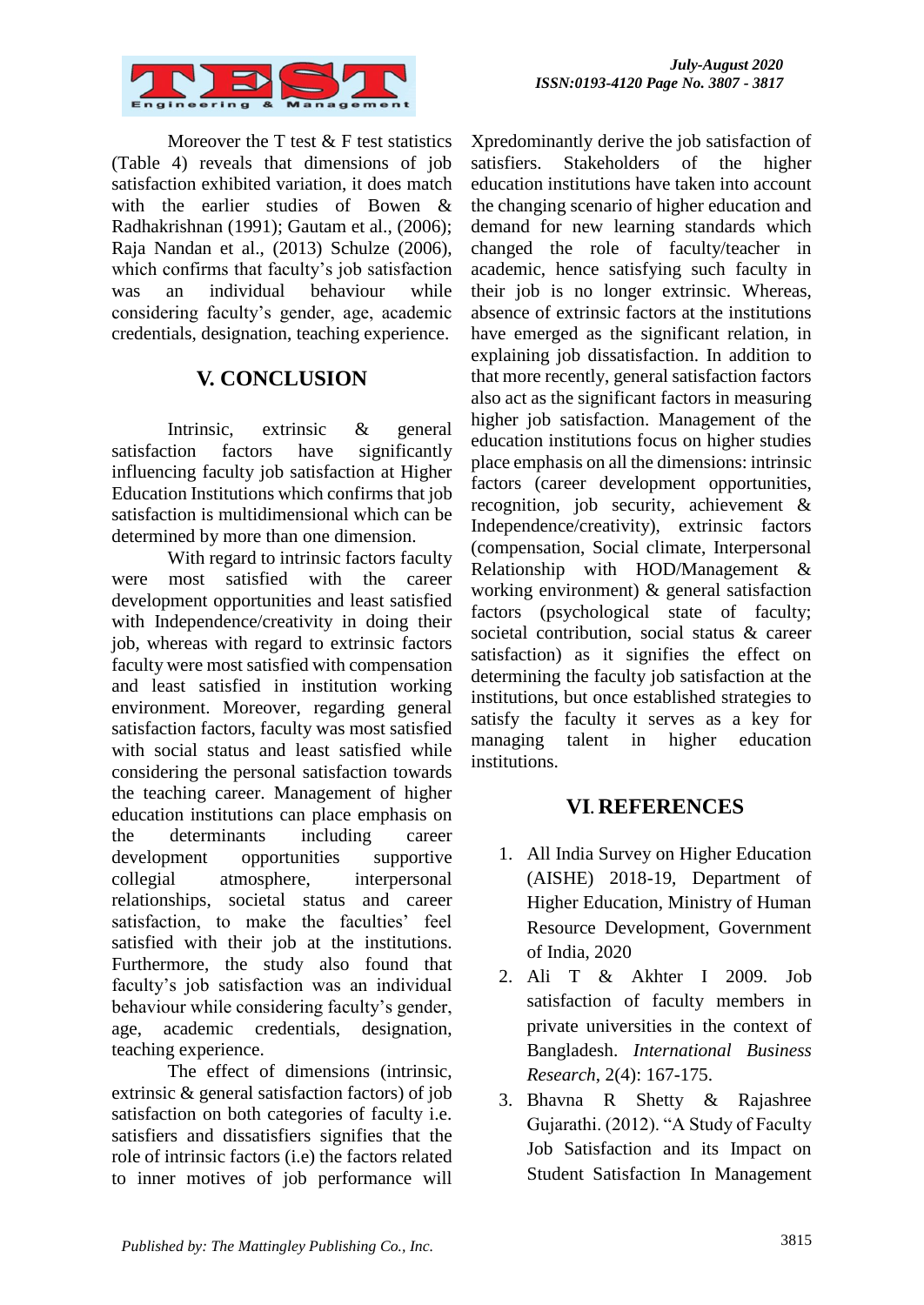Moreover the T test & F test statistics (Table 4) reveals that dimensions of job satisfaction exhibited variation, it does match with the earlier studies of Bowen & Radhakrishnan (1991); Gautam et al., (2006); Raja Nandan et al., (2013) Schulze (2006), which confirms that faculty's job satisfaction was an individual behaviour while considering faculty's gender, age, academic credentials, designation, teaching experience.

## V. CONCLUSION

Intrinsic, extrinsic & general satisfaction factors have significantly influencing faculty job satisfaction at Higher Education Institutions which confirms that job satisfaction is multidimensional which can be determined by more than one dimension.

With regard to intrinsic factors faculty were most satisfied with the career development opportunities and least satisfied with Independence/creativity in doing their job, whereas with regard to extrinsic factors faculty were most satisfied with compensation and least satisfied in institution working environment. Moreover, regarding general satisfaction factors, faculty was most satisfied with social status and least satisfied while considering the personal satisfaction towards the teaching career. Management of higher education institutions can place emphasis on the determinants including career development opportunities supportive collegial atmosphere, interpersonal relationships, societal status and career satisfaction, to make the faculties' feel satisfied with their job at the institutions. Furthermore, the study also found that faculty's job satisfaction was an individual behaviour while considering faculty's gender, age, academic credentials, designation, teaching experience.

The effect of dimensions (intrinsic, extrinsic & general satisfaction factors) of job satisfaction on both categories of faculty i.e. satisfiers and dissatisfiers signifies that the role of intrinsic factors (i.e) the factors related to inner motives of job performance will Xpredominantly derive the job satisfaction of satisfiers. Stakeholders of the higher education institutions have taken into account the changing scenario of higher education and demand for new learning standards which changed the role of faculty/teacher in academic, hence satisfying such faculty in their job is no longer extrinsic. Whereas, absence of extrinsic factors at the institutions have emerged as the significant relation, in explaining job dissatisfaction. In addition to that more recently, general satisfaction factors also act as the significant factors in measuring higher job satisfaction. Management of the education institutions focus on higher studies place emphasis on all the dimensions: intrinsic factors (career development opportunities, recognition, job security, achievement & Independence/creativity), extrinsic factors (compensation, Social climate, Interpersonal Relationship with HOD/Management & working environment) & general satisfaction factors (psychological state of faculty; societal contribution, social status & career satisfaction) as it signifies the effect on determining the faculty job satisfaction at the institutions, but once established strategies to satisfy the faculty it serves as a key for managing talent in higher education institutions.

## VI. REFERENCES

1. All India Survey on Higher Education (AISHE) 2018-19, Department of Higher Education, Ministry of Human Resource Development, Government of India, 2020
2. Ali T & Akhter I 2009. Job satisfaction of faculty members in private universities in the context of Bangladesh. *International Business Research*, 2(4): 167-175.
3. Bhavna R Shetty & Rajashree Gujarathi. (2012). "A Study of Faculty Job Satisfaction and its Impact on Student Satisfaction In Management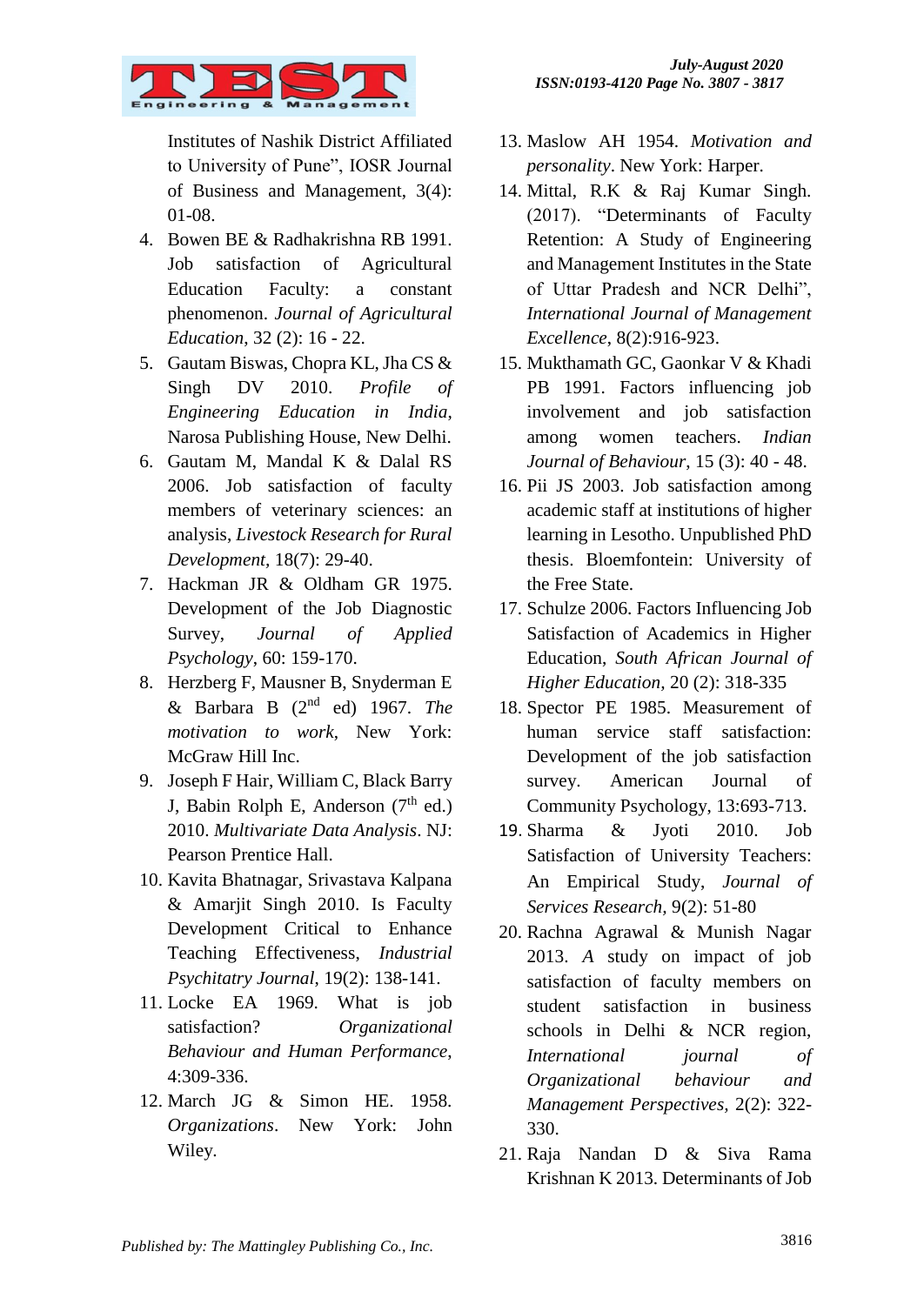Institutes of Nashik District Affiliated to University of Pune", IOSR Journal of Business and Management, 3(4): 01-08.

4. Bowen BE & Radhakrishna RB 1991. Job satisfaction of Agricultural Education Faculty: a constant phenomenon. *Journal of Agricultural Education*, 32 (2): 16 - 22.
5. Gautam Biswas, Chopra KL, Jha CS & Singh DV 2010. *Profile of Engineering Education in India*, Narosa Publishing House, New Delhi.
6. Gautam M, Mandal K & Dalal RS 2006. Job satisfaction of faculty members of veterinary sciences: an analysis, *Livestock Research for Rural Development*, 18(7): 29-40.
7. Hackman JR & Oldham GR 1975. Development of the Job Diagnostic Survey, *Journal of Applied Psychology*, 60: 159-170.
8. Herzberg F, Mausner B, Snyderman E & Barbara B (2nd ed) 1967. *The motivation to work*, New York: McGraw Hill Inc.
9. Joseph F Hair, William C, Black Barry J, Babin Rolph E, Anderson (7th ed.) 2010. *Multivariate Data Analysis*. NJ: Pearson Prentice Hall.
10. Kavita Bhatnagar, Srivastava Kalpana & Amarjit Singh 2010. Is Faculty Development Critical to Enhance Teaching Effectiveness, *Industrial Psychitatry Journal*, 19(2): 138-141.
11. Locke EA 1969. What is job satisfaction? *Organizational Behaviour and Human Performance*, 4:309-336.
12. March JG & Simon HE. 1958. *Organizations*. New York: John Wiley.
13. Maslow AH 1954. *Motivation and personality*. New York: Harper.
14. Mittal, R.K & Raj Kumar Singh. (2017). "Determinants of Faculty Retention: A Study of Engineering and Management Institutes in the State of Uttar Pradesh and NCR Delhi", *International Journal of Management Excellence*, 8(2):916-923.
15. Mukthamath GC, Gaonkar V & Khadi PB 1991. Factors influencing job involvement and job satisfaction among women teachers. *Indian Journal of Behaviour*, 15 (3): 40 - 48.
16. Pii JS 2003. Job satisfaction among academic staff at institutions of higher learning in Lesotho. Unpublished PhD thesis. Bloemfontein: University of the Free State.
17. Schulze 2006. Factors Influencing Job Satisfaction of Academics in Higher Education, *South African Journal of Higher Education*, 20 (2): 318-335
18. Spector PE 1985. Measurement of human service staff satisfaction: Development of the job satisfaction survey. American Journal of Community Psychology, 13:693-713.
19. Sharma & Jyoti 2010. Job Satisfaction of University Teachers: An Empirical Study, *Journal of Services Research*, 9(2): 51-80
20. Rachna Agrawal & Munish Nagar 2013. *A* study on impact of job satisfaction of faculty members on student satisfaction in business schools in Delhi & NCR region, *International journal of Organizational behaviour and Management Perspectives*, 2(2): 322-330.
21. Raja Nandan D & Siva Rama Krishnan K 2013. Determinants of Job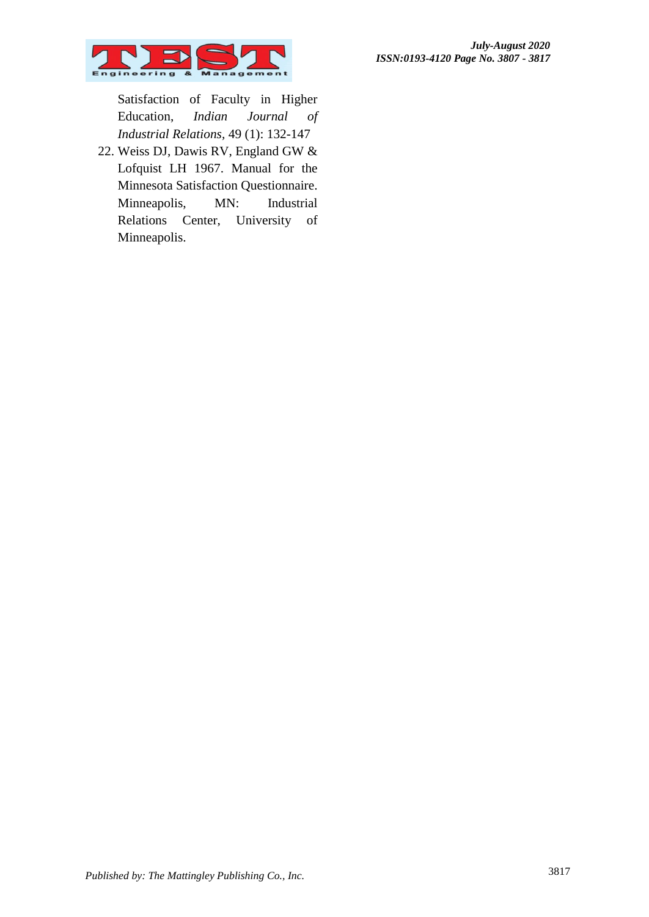Satisfaction of Faculty in Higher Education, *Indian Journal of Industrial Relations*, 49 (1): 132-147

22. Weiss DJ, Dawis RV, England GW & Lofquist LH 1967. Manual for the Minnesota Satisfaction Questionnaire. Minneapolis, MN: Industrial Relations Center, University of Minneapolis.